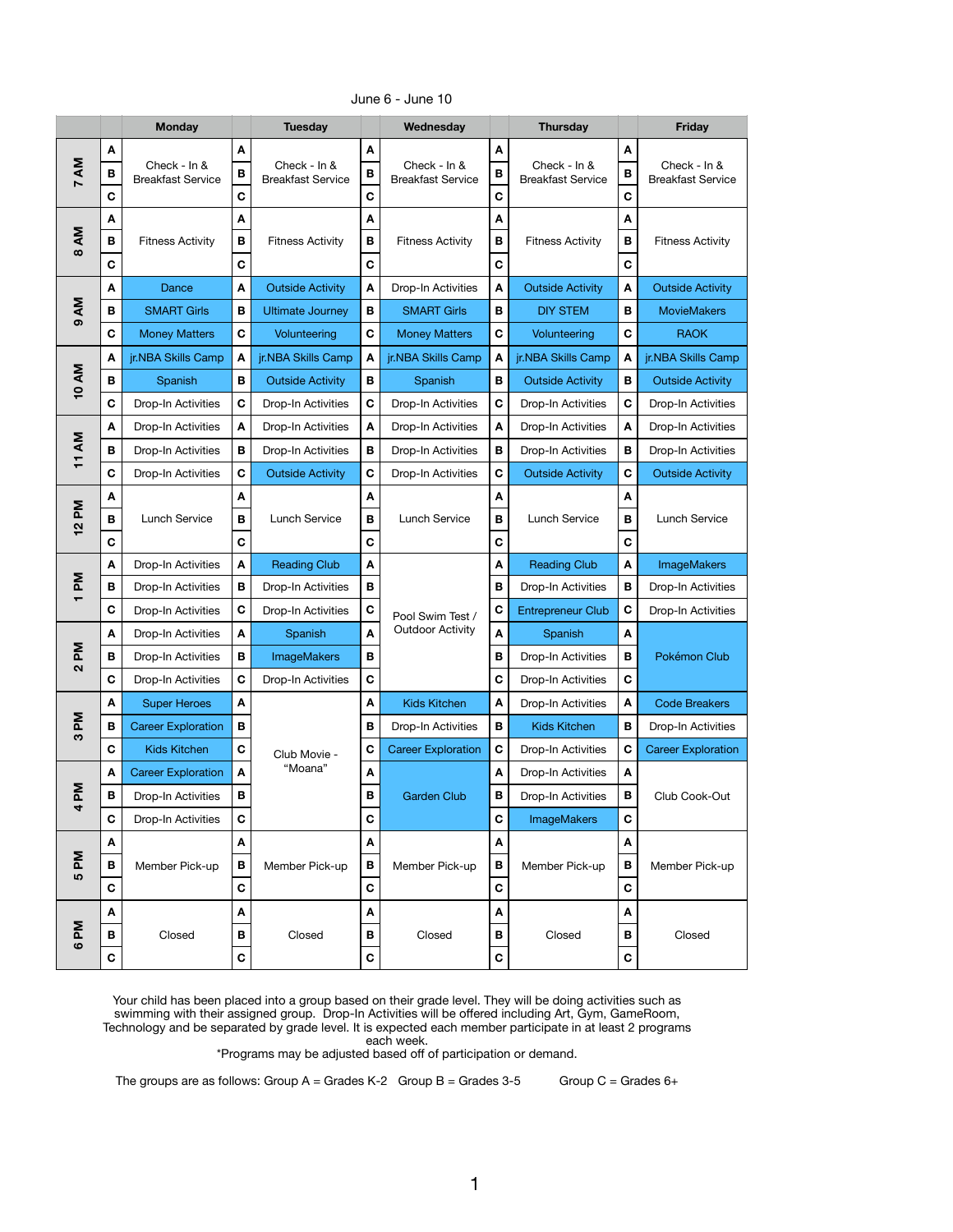June 6 - June 10

| Time | Group | Monday | Group | Tuesday | Group | Wednesday | Group | Thursday | Group | Friday |
|---|---|---|---|---|---|---|---|---|---|---|
| 7 AM | A | Check - In & Breakfast Service | A | Check - In & Breakfast Service | A | Check - In & Breakfast Service | A | Check - In & Breakfast Service | A | Check - In & Breakfast Service |
| | B | | B | | B | | B | | B | |
| | C | | C | | C | | C | | C | |
| 8 AM | A | Fitness Activity | A | Fitness Activity | A | Fitness Activity | A | Fitness Activity | A | Fitness Activity |
| | B | | B | | B | | B | | B | |
| | C | | C | | C | | C | | C | |
| 9 AM | A | Dance | A | Outside Activity | A | Drop-In Activities | A | Outside Activity | A | Outside Activity |
| | B | SMART Girls | B | Ultimate Journey | B | SMART Girls | B | DIY STEM | B | MovieMakers |
| | C | Money Matters | C | Volunteering | C | Money Matters | C | Volunteering | C | RAOK |
| 10 AM | A | jr.NBA Skills Camp | A | jr.NBA Skills Camp | A | jr.NBA Skills Camp | A | jr.NBA Skills Camp | A | jr.NBA Skills Camp |
| | B | Spanish | B | Outside Activity | B | Spanish | B | Outside Activity | B | Outside Activity |
| | C | Drop-In Activities | C | Drop-In Activities | C | Drop-In Activities | C | Drop-In Activities | C | Drop-In Activities |
| 11 AM | A | Drop-In Activities | A | Drop-In Activities | A | Drop-In Activities | A | Drop-In Activities | A | Drop-In Activities |
| | B | Drop-In Activities | B | Drop-In Activities | B | Drop-In Activities | B | Drop-In Activities | B | Drop-In Activities |
| | C | Drop-In Activities | C | Outside Activity | C | Drop-In Activities | C | Outside Activity | C | Outside Activity |
| 12 PM | A | Lunch Service | A | Lunch Service | A | Lunch Service | A | Lunch Service | A | Lunch Service |
| | B | | B | | B | | B | | B | |
| | C | | C | | C | | C | | C | |
| 1 PM | A | Drop-In Activities | A | Reading Club | A | Pool Swim Test / Outdoor Activity | A | Reading Club | A | ImageMakers |
| | B | Drop-In Activities | B | Drop-In Activities | B | | B | Drop-In Activities | B | Drop-In Activities |
| | C | Drop-In Activities | C | Drop-In Activities | C | | C | Entrepreneur Club | C | Drop-In Activities |
| 2 PM | A | Drop-In Activities | A | Spanish | A | | A | Spanish | A | Pokémon Club |
| | B | Drop-In Activities | B | ImageMakers | B | | B | Drop-In Activities | B | |
| | C | Drop-In Activities | C | Drop-In Activities | C | | C | Drop-In Activities | C | |
| 3 PM | A | Super Heroes | A | Club Movie - "Moana" | A | Kids Kitchen | A | Drop-In Activities | A | Code Breakers |
| | B | Career Exploration | B | | B | Drop-In Activities | B | Kids Kitchen | B | Drop-In Activities |
| | C | Kids Kitchen | C | | C | Career Exploration | C | Drop-In Activities | C | Career Exploration |
| 4 PM | A | Career Exploration | A | | A | Garden Club | A | Drop-In Activities | A | Club Cook-Out |
| | B | Drop-In Activities | B | | B | | B | Drop-In Activities | B | |
| | C | Drop-In Activities | C | | C | | C | ImageMakers | C | |
| 5 PM | A | Member Pick-up | A | Member Pick-up | A | Member Pick-up | A | Member Pick-up | A | Member Pick-up |
| | B | | B | | B | | B | | B | |
| | C | | C | | C | | C | | C | |
| 6 PM | A | Closed | A | Closed | A | Closed | A | Closed | A | Closed |
| | B | | B | | B | | B | | B | |
| | C | | C | | C | | C | | C | |

Your child has been placed into a group based on their grade level. They will be doing activities such as swimming with their assigned group. Drop-In Activities will be offered including Art, Gym, GameRoom, Technology and be separated by grade level. It is expected each member participate in at least 2 programs each week.

*Programs may be adjusted based off of participation or demand.

The groups are as follows: Group A = Grades K-2 Group B = Grades 3-5 Group C = Grades 6+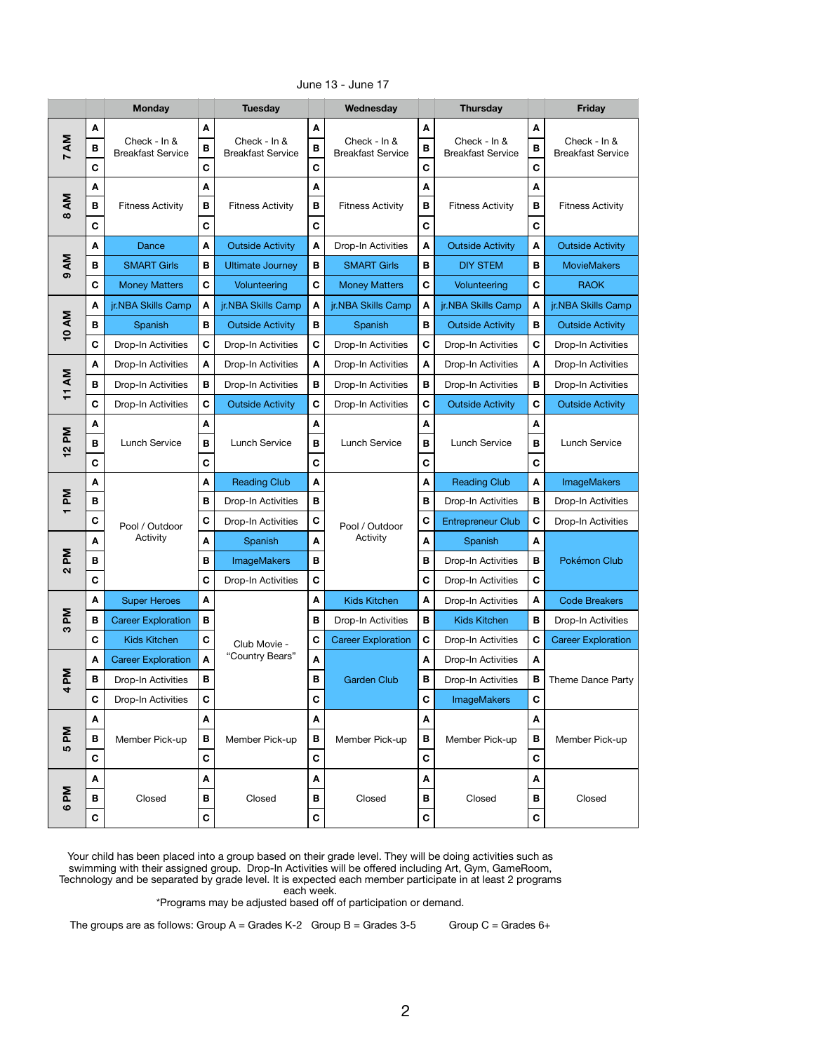June 13 - June 17

| Time | Group | Monday | Group | Tuesday | Group | Wednesday | Group | Thursday | Group | Friday |
|---|---|---|---|---|---|---|---|---|---|---|
| 7 AM | A | Check - In & Breakfast Service | A | Check - In & Breakfast Service | A | Check - In & Breakfast Service | A | Check - In & Breakfast Service | A | Check - In & Breakfast Service |
| | B | | B | | B | | B | | B | |
| | C | | C | | C | | C | | C | |
| 8 AM | A | Fitness Activity | A | Fitness Activity | A | Fitness Activity | A | Fitness Activity | A | Fitness Activity |
| | B | | B | | B | | B | | B | |
| | C | | C | | C | | C | | C | |
| 9 AM | A | Dance | A | Outside Activity | A | Drop-In Activities | A | Outside Activity | A | Outside Activity |
| | B | SMART Girls | B | Ultimate Journey | B | SMART Girls | B | DIY STEM | B | MovieMakers |
| | C | Money Matters | C | Volunteering | C | Money Matters | C | Volunteering | C | RAOK |
| 10 AM | A | jr.NBA Skills Camp | A | jr.NBA Skills Camp | A | jr.NBA Skills Camp | A | jr.NBA Skills Camp | A | jr.NBA Skills Camp |
| | B | Spanish | B | Outside Activity | B | Spanish | B | Outside Activity | B | Outside Activity |
| | C | Drop-In Activities | C | Drop-In Activities | C | Drop-In Activities | C | Drop-In Activities | C | Drop-In Activities |
| 11 AM | A | Drop-In Activities | A | Drop-In Activities | A | Drop-In Activities | A | Drop-In Activities | A | Drop-In Activities |
| | B | Drop-In Activities | B | Drop-In Activities | B | Drop-In Activities | B | Drop-In Activities | B | Drop-In Activities |
| | C | Drop-In Activities | C | Outside Activity | C | Drop-In Activities | C | Outside Activity | C | Outside Activity |
| 12 PM | A | Lunch Service | A | Lunch Service | A | Lunch Service | A | Lunch Service | A | Lunch Service |
| | B | | B | | B | | B | | B | |
| | C | | C | | C | | C | | C | |
| 1 PM | A | Pool / Outdoor Activity | A | Reading Club | A | Pool / Outdoor Activity | A | Reading Club | A | ImageMakers |
| | B | | B | Drop-In Activities | B | | B | Drop-In Activities | B | Drop-In Activities |
| | C | | C | Drop-In Activities | C | | C | Entrepreneur Club | C | Drop-In Activities |
| 2 PM | A | | A | Spanish | A | | A | Spanish | A | Pokémon Club |
| | B | | B | ImageMakers | B | | B | Drop-In Activities | B | |
| | C | | C | Drop-In Activities | C | | C | Drop-In Activities | C | |
| 3 PM | A | Super Heroes | A | Club Movie - "Country Bears" | A | Kids Kitchen | A | Drop-In Activities | A | Code Breakers |
| | B | Career Exploration | B | | B | Drop-In Activities | B | Kids Kitchen | B | Drop-In Activities |
| | C | Kids Kitchen | C | | C | Career Exploration | C | Drop-In Activities | C | Career Exploration |
| 4 PM | A | Career Exploration | A | | A | Garden Club | A | Drop-In Activities | A | Theme Dance Party |
| | B | Drop-In Activities | B | | B | | B | Drop-In Activities | B | |
| | C | Drop-In Activities | C | | C | | C | ImageMakers | C | |
| 5 PM | A | Member Pick-up | A | Member Pick-up | A | Member Pick-up | A | Member Pick-up | A | Member Pick-up |
| | B | | B | | B | | B | | B | |
| | C | | C | | C | | C | | C | |
| 6 PM | A | Closed | A | Closed | A | Closed | A | Closed | A | Closed |
| | B | | B | | B | | B | | B | |
| | C | | C | | C | | C | | C | |

Your child has been placed into a group based on their grade level. They will be doing activities such as swimming with their assigned group. Drop-In Activities will be offered including Art, Gym, GameRoom, Technology and be separated by grade level. It is expected each member participate in at least 2 programs each week.

*Programs may be adjusted based off of participation or demand.

The groups are as follows: Group A = Grades K-2 Group B = Grades 3-5 Group C = Grades 6+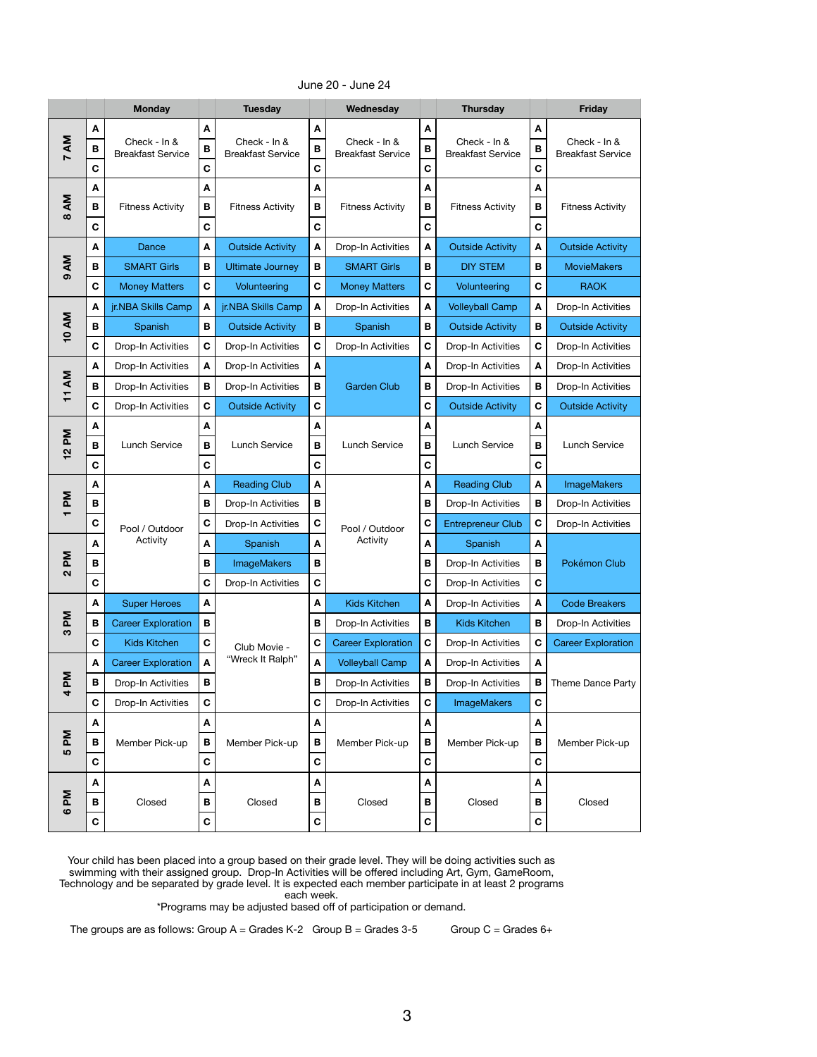June 20 - June 24

| Time | Group | Monday | Group | Tuesday | Group | Wednesday | Group | Thursday | Group | Friday |
|---|---|---|---|---|---|---|---|---|---|---|
| 7 AM | A | Check - In & Breakfast Service | A | Check - In & Breakfast Service | A | Check - In & Breakfast Service | A | Check - In & Breakfast Service | A | Check - In & Breakfast Service |
| | B | | B | | B | | B | | B | |
| | C | | C | | C | | C | | C | |
| 8 AM | A | Fitness Activity | A | Fitness Activity | A | Fitness Activity | A | Fitness Activity | A | Fitness Activity |
| | B | | B | | B | | B | | B | |
| | C | | C | | C | | C | | C | |
| 9 AM | A | Dance | A | Outside Activity | A | Drop-In Activities | A | Outside Activity | A | Outside Activity |
| | B | SMART Girls | B | Ultimate Journey | B | SMART Girls | B | DIY STEM | B | MovieMakers |
| | C | Money Matters | C | Volunteering | C | Money Matters | C | Volunteering | C | RAOK |
| 10 AM | A | jr.NBA Skills Camp | A | jr.NBA Skills Camp | A | Drop-In Activities | A | Volleyball Camp | A | Drop-In Activities |
| | B | Spanish | B | Outside Activity | B | Spanish | B | Outside Activity | B | Outside Activity |
| | C | Drop-In Activities | C | Drop-In Activities | C | Drop-In Activities | C | Drop-In Activities | C | Drop-In Activities |
| 11 AM | A | Drop-In Activities | A | Drop-In Activities | A | Garden Club | A | Drop-In Activities | A | Drop-In Activities |
| | B | Drop-In Activities | B | Drop-In Activities | B | | B | Drop-In Activities | B | Drop-In Activities |
| | C | Drop-In Activities | C | Outside Activity | C | | C | Outside Activity | C | Outside Activity |
| 12 PM | A | Lunch Service | A | Lunch Service | A | Lunch Service | A | Lunch Service | A | Lunch Service |
| | B | | B | | B | | B | | B | |
| | C | | C | | C | | C | | C | |
| 1 PM | A | Pool / Outdoor Activity | A | Reading Club | A | Pool / Outdoor Activity | A | Reading Club | A | ImageMakers |
| | B | | B | Drop-In Activities | B | | B | Drop-In Activities | B | Drop-In Activities |
| | C | | C | Drop-In Activities | C | | C | Entrepreneur Club | C | Drop-In Activities |
| 2 PM | A | | A | Spanish | A | | A | Spanish | A | Pokémon Club |
| | B | | B | ImageMakers | B | | B | Drop-In Activities | B | |
| | C | | C | Drop-In Activities | C | | C | Drop-In Activities | C | |
| 3 PM | A | Super Heroes | A | Club Movie - "Wreck It Ralph" | A | Kids Kitchen | A | Drop-In Activities | A | Code Breakers |
| | B | Career Exploration | B | | B | Drop-In Activities | B | Kids Kitchen | B | Drop-In Activities |
| | C | Kids Kitchen | C | | C | Career Exploration | C | Drop-In Activities | C | Career Exploration |
| 4 PM | A | Career Exploration | A | | A | Volleyball Camp | A | Drop-In Activities | A | Theme Dance Party |
| | B | Drop-In Activities | B | | B | Drop-In Activities | B | Drop-In Activities | B | |
| | C | Drop-In Activities | C | | C | Drop-In Activities | C | ImageMakers | C | |
| 5 PM | A | Member Pick-up | A | Member Pick-up | A | Member Pick-up | A | Member Pick-up | A | Member Pick-up |
| | B | | B | | B | | B | | B | |
| | C | | C | | C | | C | | C | |
| 6 PM | A | Closed | A | Closed | A | Closed | A | Closed | A | Closed |
| | B | | B | | B | | B | | B | |
| | C | | C | | C | | C | | C | |

Your child has been placed into a group based on their grade level. They will be doing activities such as swimming with their assigned group. Drop-In Activities will be offered including Art, Gym, GameRoom, Technology and be separated by grade level. It is expected each member participate in at least 2 programs each week.

*Programs may be adjusted based off of participation or demand.

The groups are as follows: Group A = Grades K-2 Group B = Grades 3-5 Group C = Grades 6+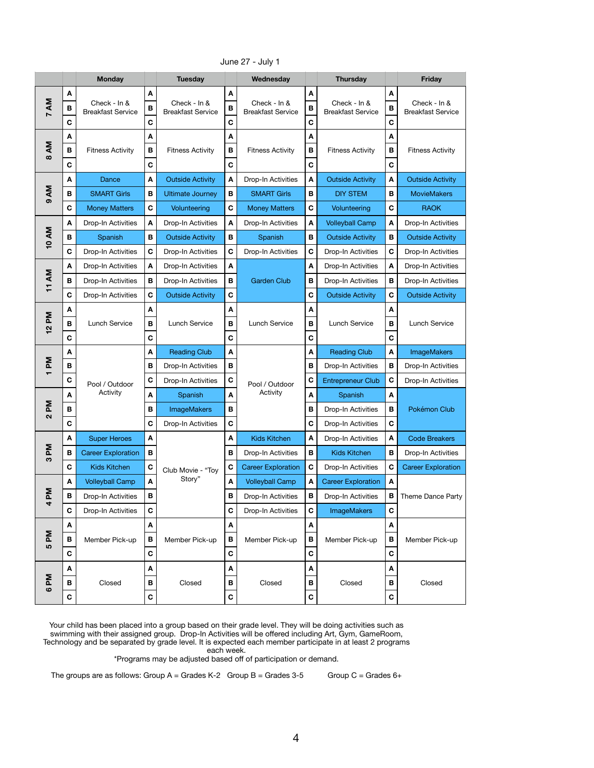June 27 - July 1

| Time | Group | Monday | Group | Tuesday | Group | Wednesday | Group | Thursday | Group | Friday |
|---|---|---|---|---|---|---|---|---|---|---|
| 7 AM | A | Check - In & Breakfast Service | A | Check - In & Breakfast Service | A | Check - In & Breakfast Service | A | Check - In & Breakfast Service | A | Check - In & Breakfast Service |
| | B | | B | | B | | B | | B | |
| | C | | C | | C | | C | | C | |
| 8 AM | A | Fitness Activity | A | Fitness Activity | A | Fitness Activity | A | Fitness Activity | A | Fitness Activity |
| | B | | B | | B | | B | | B | |
| | C | | C | | C | | C | | C | |
| 9 AM | A | Dance | A | Outside Activity | A | Drop-In Activities | A | Outside Activity | A | Outside Activity |
| | B | SMART Girls | B | Ultimate Journey | B | SMART Girls | B | DIY STEM | B | MovieMakers |
| | C | Money Matters | C | Volunteering | C | Money Matters | C | Volunteering | C | RAOK |
| 10 AM | A | Drop-In Activities | A | Drop-In Activities | A | Drop-In Activities | A | Volleyball Camp | A | Drop-In Activities |
| | B | Spanish | B | Outside Activity | B | Spanish | B | Outside Activity | B | Outside Activity |
| | C | Drop-In Activities | C | Drop-In Activities | C | Drop-In Activities | C | Drop-In Activities | C | Drop-In Activities |
| 11 AM | A | Drop-In Activities | A | Drop-In Activities | A | Garden Club | A | Drop-In Activities | A | Drop-In Activities |
| | B | Drop-In Activities | B | Drop-In Activities | B | | B | Drop-In Activities | B | Drop-In Activities |
| | C | Drop-In Activities | C | Outside Activity | C | | C | Outside Activity | C | Outside Activity |
| 12 PM | A | Lunch Service | A | Lunch Service | A | Lunch Service | A | Lunch Service | A | Lunch Service |
| | B | | B | | B | | B | | B | |
| | C | | C | | C | | C | | C | |
| 1 PM | A | Pool / Outdoor Activity | A | Reading Club | A | Pool / Outdoor Activity | A | Reading Club | A | ImageMakers |
| | B | | B | Drop-In Activities | B | | B | Drop-In Activities | B | Drop-In Activities |
| | C | | C | Drop-In Activities | C | | C | Entrepreneur Club | C | Drop-In Activities |
| 2 PM | A | | A | Spanish | A | | A | Spanish | A | Pokémon Club |
| | B | | B | ImageMakers | B | | B | Drop-In Activities | B | |
| | C | | C | Drop-In Activities | C | | C | Drop-In Activities | C | |
| 3 PM | A | Super Heroes | A | Club Movie - "Toy Story" | A | Kids Kitchen | A | Drop-In Activities | A | Code Breakers |
| | B | Career Exploration | B | | B | Drop-In Activities | B | Kids Kitchen | B | Drop-In Activities |
| | C | Kids Kitchen | C | | C | Career Exploration | C | Drop-In Activities | C | Career Exploration |
| 4 PM | A | Volleyball Camp | A | | A | Volleyball Camp | A | Career Exploration | A | Theme Dance Party |
| | B | Drop-In Activities | B | | B | Drop-In Activities | B | Drop-In Activities | B | |
| | C | Drop-In Activities | C | | C | Drop-In Activities | C | ImageMakers | C | |
| 5 PM | A | Member Pick-up | A | Member Pick-up | A | Member Pick-up | A | Member Pick-up | A | Member Pick-up |
| | B | | B | | B | | B | | B | |
| | C | | C | | C | | C | | C | |
| 6 PM | A | Closed | A | Closed | A | Closed | A | Closed | A | Closed |
| | B | | B | | B | | B | | B | |
| | C | | C | | C | | C | | C | |

Your child has been placed into a group based on their grade level. They will be doing activities such as swimming with their assigned group. Drop-In Activities will be offered including Art, Gym, GameRoom, Technology and be separated by grade level. It is expected each member participate in at least 2 programs each week.

*Programs may be adjusted based off of participation or demand.

The groups are as follows: Group A = Grades K-2 Group B = Grades 3-5 Group C = Grades 6+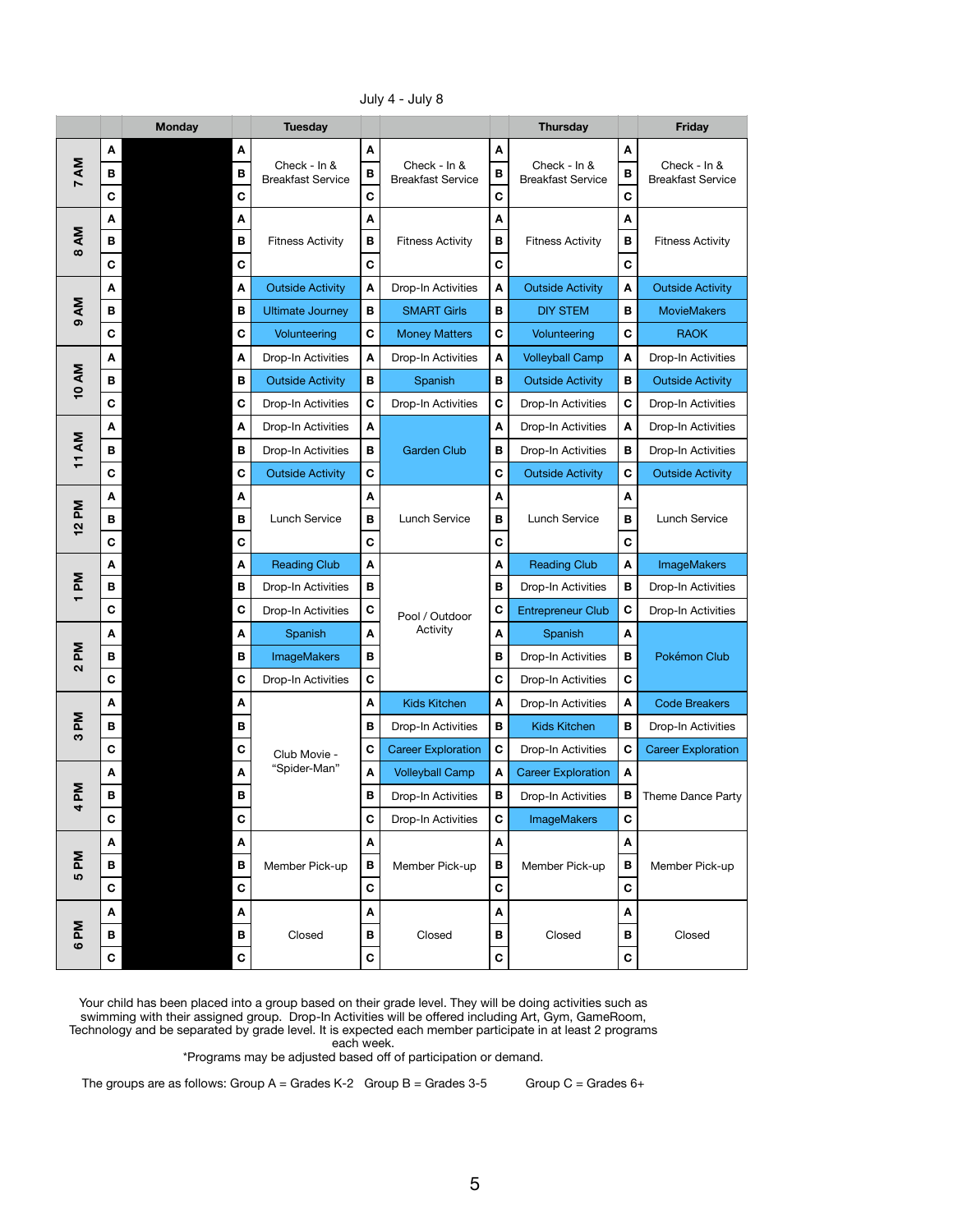July 4 - July 8

| Time | Group | Monday | Tuesday | Wednesday | Thursday | Friday |
|---|---|---|---|---|---|---|
| 7 AM | A | | Check - In & Breakfast Service | Check - In & Breakfast Service | Check - In & Breakfast Service | Check - In & Breakfast Service |
| | B | | | | | |
| | C | | | | | |
| 8 AM | A | | Fitness Activity | Fitness Activity | Fitness Activity | Fitness Activity |
| | B | | | | | |
| | C | | | | | |
| 9 AM | A | | Outside Activity | Drop-In Activities | Outside Activity | Outside Activity |
| | B | | Ultimate Journey | SMART Girls | DIY STEM | MovieMakers |
| | C | | Volunteering | Money Matters | Volunteering | RAOK |
| 10 AM | A | | Drop-In Activities | Drop-In Activities | Volleyball Camp | Drop-In Activities |
| | B | | Outside Activity | Spanish | Outside Activity | Outside Activity |
| | C | | Drop-In Activities | Drop-In Activities | Drop-In Activities | Drop-In Activities |
| 11 AM | A | | Drop-In Activities | Garden Club | Drop-In Activities | Drop-In Activities |
| | B | | Drop-In Activities | | Drop-In Activities | Drop-In Activities |
| | C | | Outside Activity | | Outside Activity | Outside Activity |
| 12 PM | A | | Lunch Service | Lunch Service | Lunch Service | Lunch Service |
| | B | | | | | |
| | C | | | | | |
| 1 PM | A | | Reading Club | Pool / Outdoor Activity | Reading Club | ImageMakers |
| | B | | Drop-In Activities | | Drop-In Activities | Drop-In Activities |
| | C | | Drop-In Activities | | Entrepreneur Club | Drop-In Activities |
| 2 PM | A | | Spanish | | Spanish | Pokémon Club |
| | B | | ImageMakers | | Drop-In Activities | |
| | C | | Drop-In Activities | | Drop-In Activities | |
| 3 PM | A | | Club Movie - "Spider-Man" | Kids Kitchen | Drop-In Activities | Code Breakers |
| | B | | | Drop-In Activities | Kids Kitchen | Drop-In Activities |
| | C | | | Career Exploration | Drop-In Activities | Career Exploration |
| 4 PM | A | | | Volleyball Camp | Career Exploration | Theme Dance Party |
| | B | | | Drop-In Activities | Drop-In Activities | |
| | C | | | Drop-In Activities | ImageMakers | |
| 5 PM | A | | Member Pick-up | Member Pick-up | Member Pick-up | Member Pick-up |
| | B | | | | | |
| | C | | | | | |
| 6 PM | A | | Closed | Closed | Closed | Closed |
| | B | | | | | |
| | C | | | | | |

Your child has been placed into a group based on their grade level. They will be doing activities such as swimming with their assigned group. Drop-In Activities will be offered including Art, Gym, GameRoom, Technology and be separated by grade level. It is expected each member participate in at least 2 programs each week.

*Programs may be adjusted based off of participation or demand.

The groups are as follows: Group A = Grades K-2 Group B = Grades 3-5 Group C = Grades 6+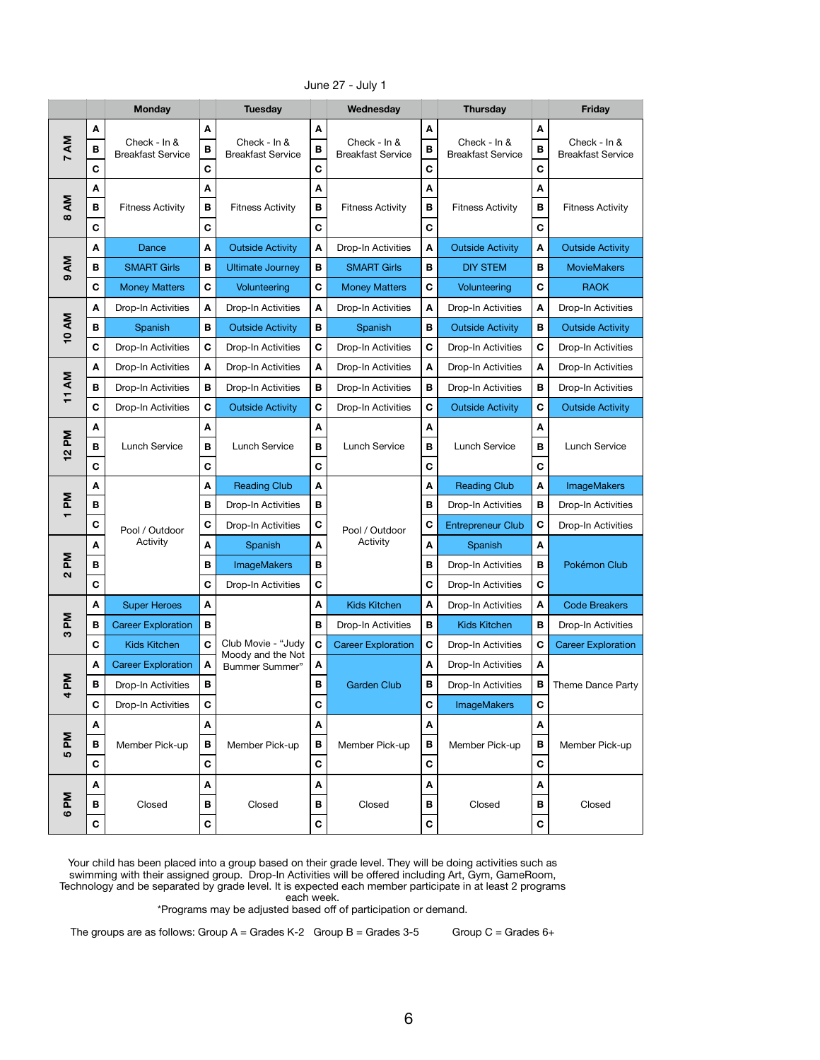June 27 - July 1

| Time | Group | Monday | Tuesday | Wednesday | Thursday | Friday |
|---|---|---|---|---|---|---|
| 7 AM | A | Check - In & Breakfast Service | Check - In & Breakfast Service | Check - In & Breakfast Service | Check - In & Breakfast Service | Check - In & Breakfast Service |
| | B | | | | | |
| | C | | | | | |
| 8 AM | A | Fitness Activity | Fitness Activity | Fitness Activity | Fitness Activity | Fitness Activity |
| | B | | | | | |
| | C | | | | | |
| 9 AM | A | Dance | Outside Activity | Drop-In Activities | Outside Activity | Outside Activity |
| | B | SMART Girls | Ultimate Journey | SMART Girls | DIY STEM | MovieMakers |
| | C | Money Matters | Volunteering | Money Matters | Volunteering | RAOK |
| 10 AM | A | Drop-In Activities | Drop-In Activities | Drop-In Activities | Drop-In Activities | Drop-In Activities |
| | B | Spanish | Outside Activity | Spanish | Outside Activity | Outside Activity |
| | C | Drop-In Activities | Drop-In Activities | Drop-In Activities | Drop-In Activities | Drop-In Activities |
| 11 AM | A | Drop-In Activities | Drop-In Activities | Drop-In Activities | Drop-In Activities | Drop-In Activities |
| | B | Drop-In Activities | Drop-In Activities | Drop-In Activities | Drop-In Activities | Drop-In Activities |
| | C | Drop-In Activities | Outside Activity | Drop-In Activities | Outside Activity | Outside Activity |
| 12 PM | A | Lunch Service | Lunch Service | Lunch Service | Lunch Service | Lunch Service |
| | B | | | | | |
| | C | | | | | |
| 1 PM | A | Pool / Outdoor Activity | Reading Club | Pool / Outdoor Activity | Reading Club | ImageMakers |
| | B | | Drop-In Activities | | Drop-In Activities | Drop-In Activities |
| | C | | Drop-In Activities | | Entrepreneur Club | Drop-In Activities |
| 2 PM | A | | Spanish | | Spanish | Pokémon Club |
| | B | | ImageMakers | | Drop-In Activities | |
| | C | | Drop-In Activities | | Drop-In Activities | |
| 3 PM | A | Super Heroes | Club Movie - "Judy Moody and the Not Bummer Summer" | Kids Kitchen | Drop-In Activities | Code Breakers |
| | B | Career Exploration | | Drop-In Activities | Kids Kitchen | Drop-In Activities |
| | C | Kids Kitchen | | Career Exploration | Drop-In Activities | Career Exploration |
| 4 PM | A | Career Exploration | | Garden Club | Drop-In Activities | Theme Dance Party |
| | B | Drop-In Activities | | | Drop-In Activities | |
| | C | Drop-In Activities | | | ImageMakers | |
| 5 PM | A | Member Pick-up | Member Pick-up | Member Pick-up | Member Pick-up | Member Pick-up |
| | B | | | | | |
| | C | | | | | |
| 6 PM | A | Closed | Closed | Closed | Closed | Closed |
| | B | | | | | |
| | C | | | | | |

Your child has been placed into a group based on their grade level. They will be doing activities such as swimming with their assigned group. Drop-In Activities will be offered including Art, Gym, GameRoom, Technology and be separated by grade level. It is expected each member participate in at least 2 programs each week.

*Programs may be adjusted based off of participation or demand.

The groups are as follows: Group A = Grades K-2 Group B = Grades 3-5 Group C = Grades 6+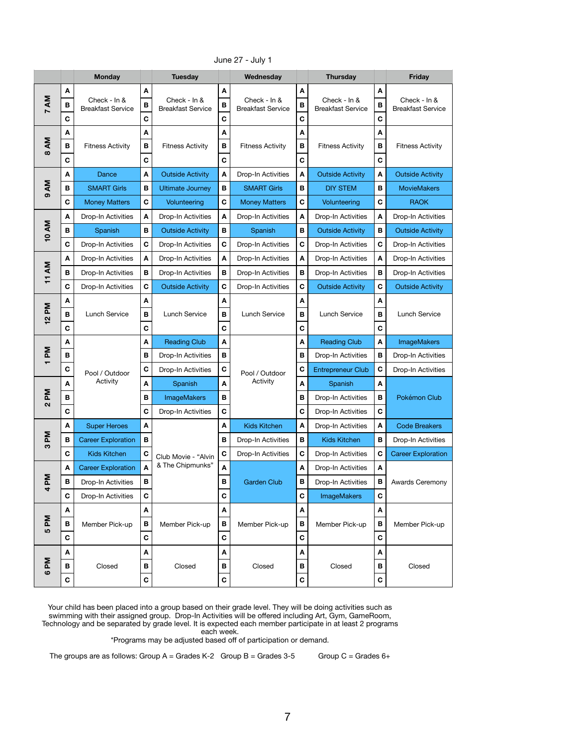June 27 - July 1

| | | Monday | | Tuesday | | Wednesday | | Thursday | | Friday |
|---|---|---|---|---|---|---|---|---|---|---|
| 7 AM | A | Check - In & Breakfast Service | A | Check - In & Breakfast Service | A | Check - In & Breakfast Service | A | Check - In & Breakfast Service | A | Check - In & Breakfast Service |
| | B | | B | | B | | B | | B | |
| | C | | C | | C | | C | | C | |
| 8 AM | A | Fitness Activity | A | Fitness Activity | A | Fitness Activity | A | Fitness Activity | A | Fitness Activity |
| | B | | B | | B | | B | | B | |
| | C | | C | | C | | C | | C | |
| 9 AM | A | Dance | A | Outside Activity | A | Drop-In Activities | A | Outside Activity | A | Outside Activity |
| | B | SMART Girls | B | Ultimate Journey | B | SMART Girls | B | DIY STEM | B | MovieMakers |
| | C | Money Matters | C | Volunteering | C | Money Matters | C | Volunteering | C | RAOK |
| 10 AM | A | Drop-In Activities | A | Drop-In Activities | A | Drop-In Activities | A | Drop-In Activities | A | Drop-In Activities |
| | B | Spanish | B | Outside Activity | B | Spanish | B | Outside Activity | B | Outside Activity |
| | C | Drop-In Activities | C | Drop-In Activities | C | Drop-In Activities | C | Drop-In Activities | C | Drop-In Activities |
| 11 AM | A | Drop-In Activities | A | Drop-In Activities | A | Drop-In Activities | A | Drop-In Activities | A | Drop-In Activities |
| | B | Drop-In Activities | B | Drop-In Activities | B | Drop-In Activities | B | Drop-In Activities | B | Drop-In Activities |
| | C | Drop-In Activities | C | Outside Activity | C | Drop-In Activities | C | Outside Activity | C | Outside Activity |
| 12 PM | A | Lunch Service | A | Lunch Service | A | Lunch Service | A | Lunch Service | A | Lunch Service |
| | B | | B | | B | | B | | B | |
| | C | | C | | C | | C | | C | |
| 1 PM | A | Pool / Outdoor Activity | A | Reading Club | A | Pool / Outdoor Activity | A | Reading Club | A | ImageMakers |
| | B | | B | Drop-In Activities | B | | B | Drop-In Activities | B | Drop-In Activities |
| | C | | C | Drop-In Activities | C | | C | Entrepreneur Club | C | Drop-In Activities |
| 2 PM | A | | A | Spanish | A | | A | Spanish | A | Pokémon Club |
| | B | | B | ImageMakers | B | | B | Drop-In Activities | B | |
| | C | | C | Drop-In Activities | C | | C | Drop-In Activities | C | |
| 3 PM | A | Super Heroes | A | Club Movie - "Alvin & The Chipmunks" | A | Kids Kitchen | A | Drop-In Activities | A | Code Breakers |
| | B | Career Exploration | B | | B | Drop-In Activities | B | Kids Kitchen | B | Drop-In Activities |
| | C | Kids Kitchen | C | | C | Drop-In Activities | C | Drop-In Activities | C | Career Exploration |
| 4 PM | A | Career Exploration | A | | A | Garden Club | A | Drop-In Activities | A | Awards Ceremony |
| | B | Drop-In Activities | B | | B | | B | Drop-In Activities | B | |
| | C | Drop-In Activities | C | | C | | C | ImageMakers | C | |
| 5 PM | A | Member Pick-up | A | Member Pick-up | A | Member Pick-up | A | Member Pick-up | A | Member Pick-up |
| | B | | B | | B | | B | | B | |
| | C | | C | | C | | C | | C | |
| 6 PM | A | Closed | A | Closed | A | Closed | A | Closed | A | Closed |
| | B | | B | | B | | B | | B | |
| | C | | C | | C | | C | | C | |

Your child has been placed into a group based on their grade level. They will be doing activities such as swimming with their assigned group. Drop-In Activities will be offered including Art, Gym, GameRoom, Technology and be separated by grade level. It is expected each member participate in at least 2 programs each week.

*Programs may be adjusted based off of participation or demand.

The groups are as follows: Group A = Grades K-2 Group B = Grades 3-5 Group C = Grades 6+